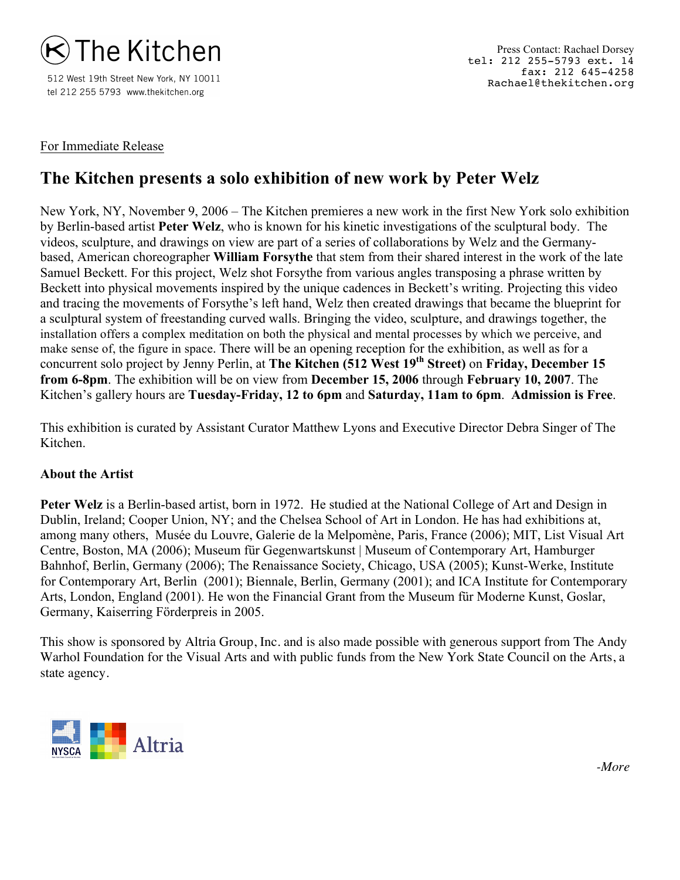The Kitchen

512 West 19th Street New York, NY 10011
tel 212 255 5793 www.thekitchen.org

Press Contact: Rachael Dorsey
tel: 212 255-5793 ext. 14
fax: 212 645-4258
Rachael@thekitchen.org

For Immediate Release

# The Kitchen presents a solo exhibition of new work by Peter Welz

New York, NY, November 9, 2006 – The Kitchen premieres a new work in the first New York solo exhibition by Berlin-based artist **Peter Welz**, who is known for his kinetic investigations of the sculptural body. The videos, sculpture, and drawings on view are part of a series of collaborations by Welz and the Germany-based, American choreographer **William Forsythe** that stem from their shared interest in the work of the late Samuel Beckett. For this project, Welz shot Forsythe from various angles transposing a phrase written by Beckett into physical movements inspired by the unique cadences in Beckett's writing. Projecting this video and tracing the movements of Forsythe's left hand, Welz then created drawings that became the blueprint for a sculptural system of freestanding curved walls. Bringing the video, sculpture, and drawings together, the installation offers a complex meditation on both the physical and mental processes by which we perceive, and make sense of, the figure in space. There will be an opening reception for the exhibition, as well as for a concurrent solo project by Jenny Perlin, at **The Kitchen (512 West 19th Street)** on **Friday, December 15 from 6-8pm**. The exhibition will be on view from **December 15, 2006** through **February 10, 2007**. The Kitchen's gallery hours are **Tuesday-Friday, 12 to 6pm** and **Saturday, 11am to 6pm**. **Admission is Free**.

This exhibition is curated by Assistant Curator Matthew Lyons and Executive Director Debra Singer of The Kitchen.

**About the Artist**

**Peter Welz** is a Berlin-based artist, born in 1972. He studied at the National College of Art and Design in Dublin, Ireland; Cooper Union, NY; and the Chelsea School of Art in London. He has had exhibitions at, among many others, Musée du Louvre, Galerie de la Melpomène, Paris, France (2006); MIT, List Visual Art Centre, Boston, MA (2006); Museum für Gegenwartskunst | Museum of Contemporary Art, Hamburger Bahnhof, Berlin, Germany (2006); The Renaissance Society, Chicago, USA (2005); Kunst-Werke, Institute for Contemporary Art, Berlin (2001); Biennale, Berlin, Germany (2001); and ICA Institute for Contemporary Arts, London, England (2001). He won the Financial Grant from the Museum für Moderne Kunst, Goslar, Germany, Kaiserring Förderpreis in 2005.

This show is sponsored by Altria Group, Inc. and is also made possible with generous support from The Andy Warhol Foundation for the Visual Arts and with public funds from the New York State Council on the Arts, a state agency.

NYSCA Altria

*-More*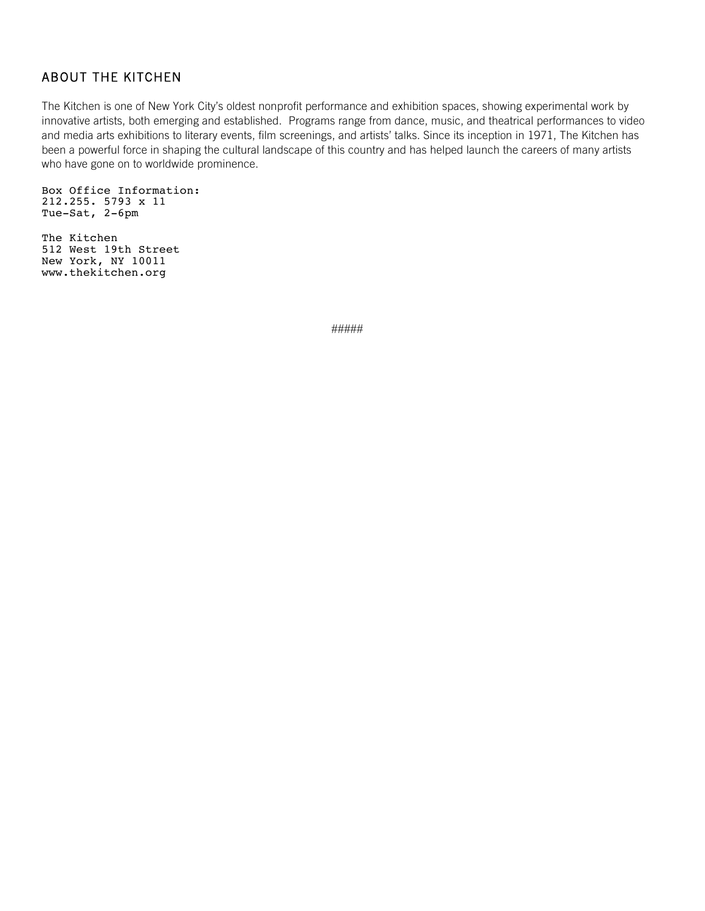## ABOUT THE KITCHEN

The Kitchen is one of New York City's oldest nonprofit performance and exhibition spaces, showing experimental work by innovative artists, both emerging and established. Programs range from dance, music, and theatrical performances to video and media arts exhibitions to literary events, film screenings, and artists' talks. Since its inception in 1971, The Kitchen has been a powerful force in shaping the cultural landscape of this country and has helped launch the careers of many artists who have gone on to worldwide prominence.

Box Office Information:
212.255. 5793 x 11
Tue-Sat, 2-6pm

The Kitchen
512 West 19th Street
New York, NY 10011
www.thekitchen.org

#####